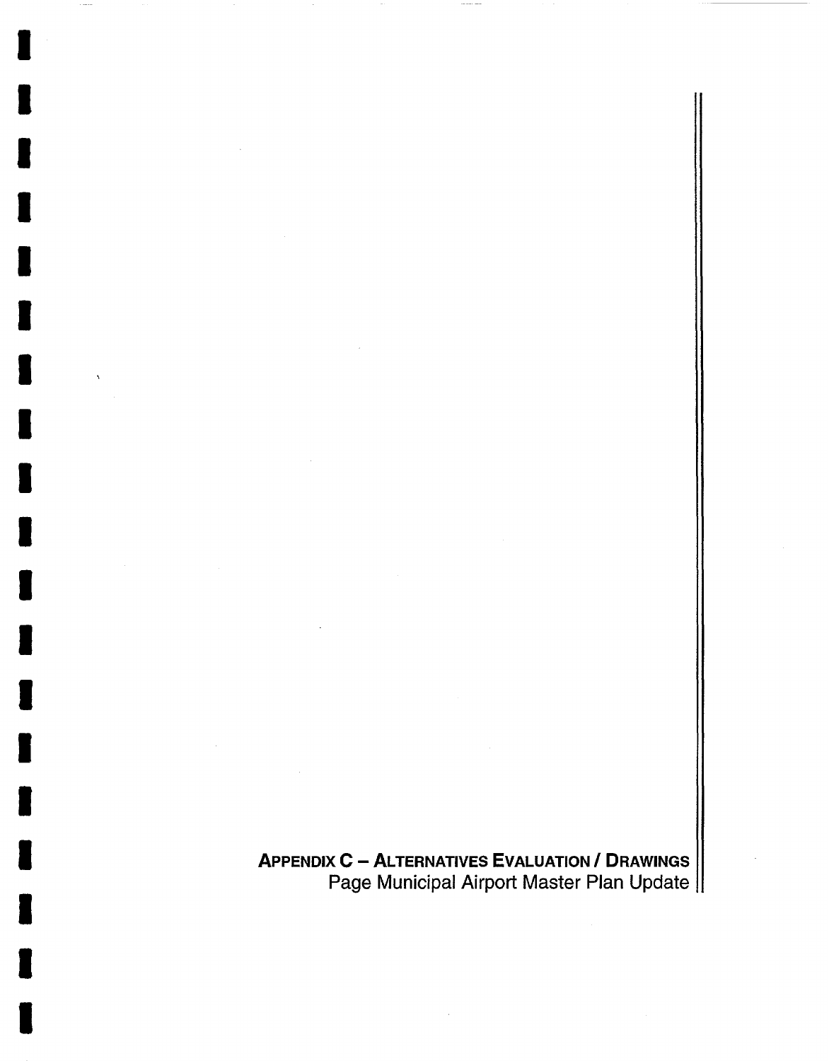# APPENDIX C – ALTERNATIVES EVALUATION / DRAWINGS

Page Municipal Airport Master Plan Update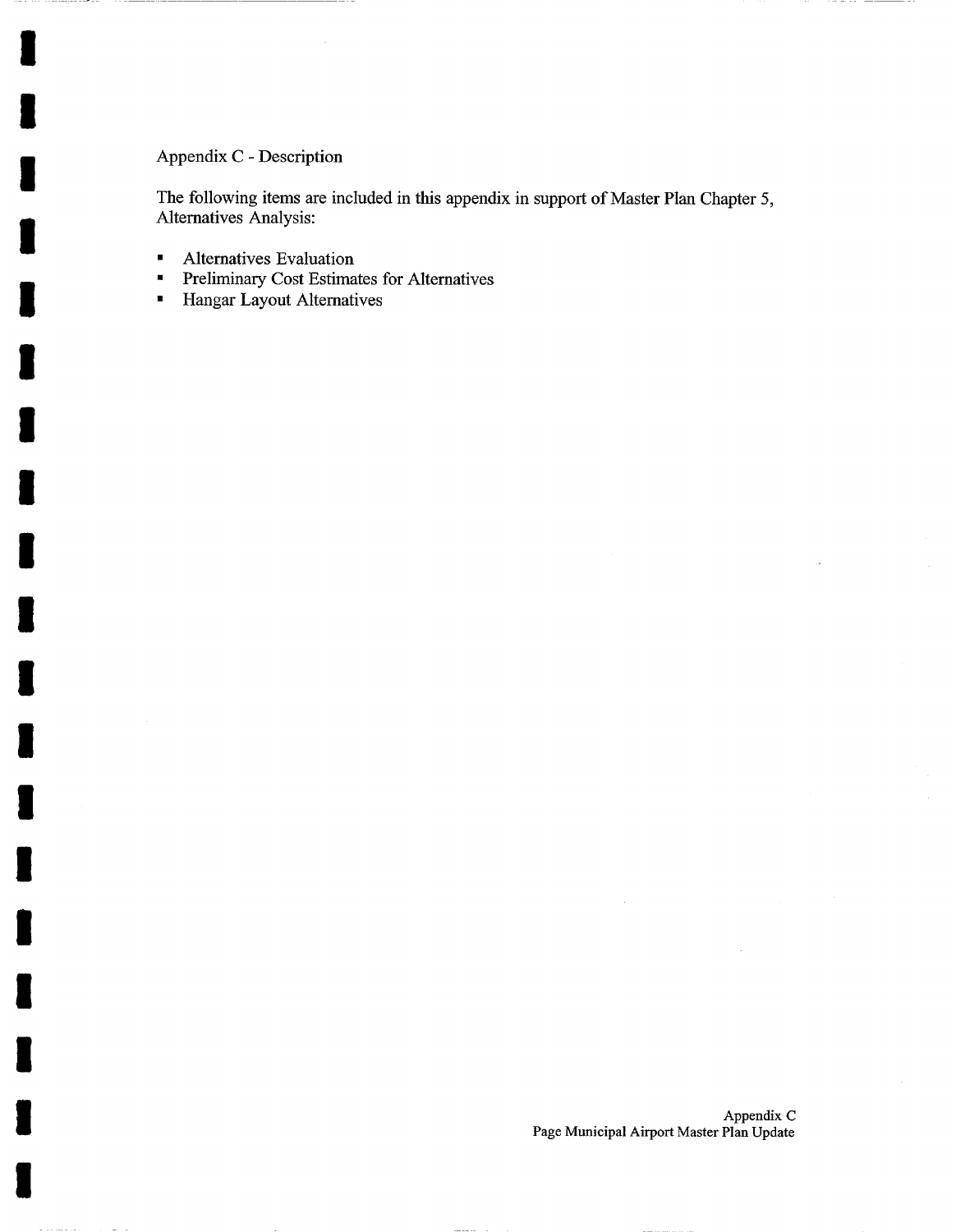## Appendix C - Description

The following items are included in this appendix in support of Master Plan Chapter 5, Alternatives Analysis:

- Alternatives Evaluation
- Preliminary Cost Estimates for Alternatives
- Hangar Layout Alternatives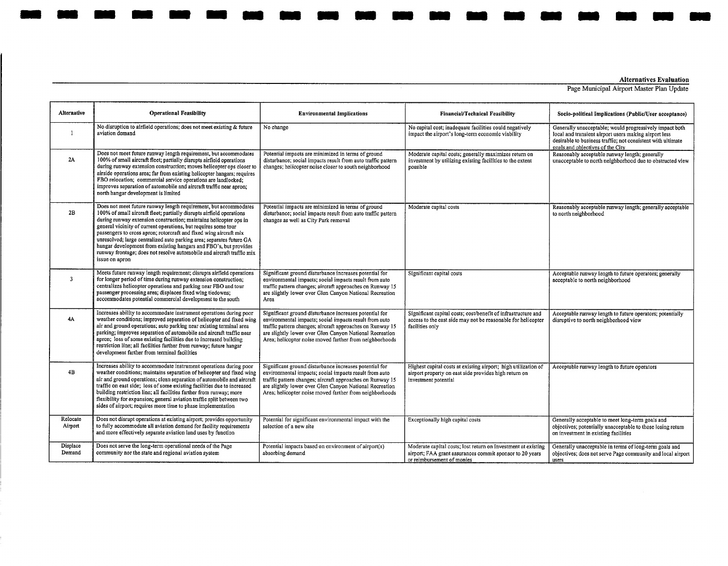| Alternative | Operational Feasibility | Environmental Implications | Financial/Technical Feasibility | Socio-political Implications (Public/User acceptance) |
|---|---|---|---|---|
| 1 | No disruption to airfield operations; does not meet existing & future aviation demand | No change | No capital cost; inadequate facilities could negatively impact the airport's long-term economic viability | Generally unacceptable; would progressively impact both local and transient airport users making airport less desirable to business traffic; not consistent with ultimate goals and objectives of the City |
| 2A | Does not meet future runway length requirement, but accommodates 100% of small aircraft fleet; partially disrupts airfield operations during runway extension construction; moves helicopter ops closer to airside operations area; far from existing helicopter hangars; requires FBO relocation; commercial service operations are landlocked; improves separation of automobile and aircraft traffic near apron; north hangar development is limited | Potential impacts are minimized in terms of ground disturbance; social impacts result from auto traffic pattern changes; helicopter noise closer to south neighborhood | Moderate capital costs; generally maximizes return on investment by utilizing existing facilities to the extent possible | Reasonably acceptable runway length; generally unacceptable to north neighborhood due to obstructed view |
| 2B | Does not meet future runway length requirement, but accommodates 100% of small aircraft fleet; partially disrupts airfield operations during runway extension construction; maintains helicopter ops in general vicinity of current operations, but requires some tour passengers to cross apron; rotorcraft and fixed wing aircraft mix unresolved; large centralized auto parking area; separates future GA hangar development from existing hangars and FBO's, but provides runway frontage; does not resolve automobile and aircraft traffic mix issue on apron | Potential impacts are minimized in terms of ground disturbance; social impacts result from auto traffic pattern changes as well as City Park removal | Moderate capital costs | Reasonably acceptable runway length; generally acceptable to north neighborhood |
| 3 | Meets future runway length requirement; disrupts airfield operations for longer period of time during runway extension construction; centralizes helicopter operations and parking near FBO and tour passenger processing area; displaces fixed wing tiedowns; accommodates potential commercial development to the south | Significant ground disturbance increases potential for environmental impacts; social impacts result from auto traffic pattern changes; aircraft approaches on Runway 15 are slightly lower over Glen Canyon National Recreation Area | Significant capital costs | Acceptable runway length to future operators; generally acceptable to north neighborhood |
| 4A | Increases ability to accommodate instrument operations during poor weather conditions; improved separation of helicopter and fixed wing air and ground operations; auto parking near existing terminal area parking; improves separation of automobile and aircraft traffic near apron; loss of some existing facilities due to increased building restriction line; all facilities farther from runway; future hangar development farther from terminal facilities | Significant ground disturbance increases potential for environmental impacts; social impacts result from auto traffic pattern changes; aircraft approaches on Runway 15 are slightly lower over Glen Canyon National Recreation Area; helicopter noise moved farther from neighborhoods | Significant capital costs; cost/benefit of infrastructure and access to the east side may not be reasonable for helicopter facilities only | Acceptable runway length to future operators; potentially disruptive to north neighborhood view |
| 4B | Increases ability to accommodate instrument operations during poor weather conditions; maintains separation of helicopter and fixed wing air and ground operations; clean separation of automobile and aircraft traffic on east side; loss of some existing facilities due to increased building restriction line; all facilities farther from runway; more flexibility for expansion; general aviation traffic split between two sides of airport; requires more time to phase implementation | Significant ground disturbance increases potential for environmental impacts; social impacts result from auto traffic pattern changes; aircraft approaches on Runway 15 are slightly lower over Glen Canyon National Recreation Area; helicopter noise moved farther from neighborhoods | Highest capital costs at existing airport; high utilization of airport property on east side provides high return on investment potential | Acceptable runway length to future operators |
| Relocate Airport | Does not disrupt operations at existing airport; provides opportunity to fully accommodate all aviation demand for facility requirements and more effectively separate aviation land uses by function | Potential for significant environmental impact with the selection of a new site | Exceptionally high capital costs | Generally acceptable to meet long-term goals and objectives; potentially unacceptable to those losing return on investment in existing facilities |
| Displace Demand | Does not serve the long-term operational needs of the Page community nor the state and regional aviation system | Potential impacts based on environment of airport(s) absorbing demand | Moderate capital costs; lost return on investment at existing airport; FAA grant assurances commit sponsor to 20 years or reimbursement of monies | Generally unacceptable in terms of long-term goals and objectives; does not serve Page community and local airport users |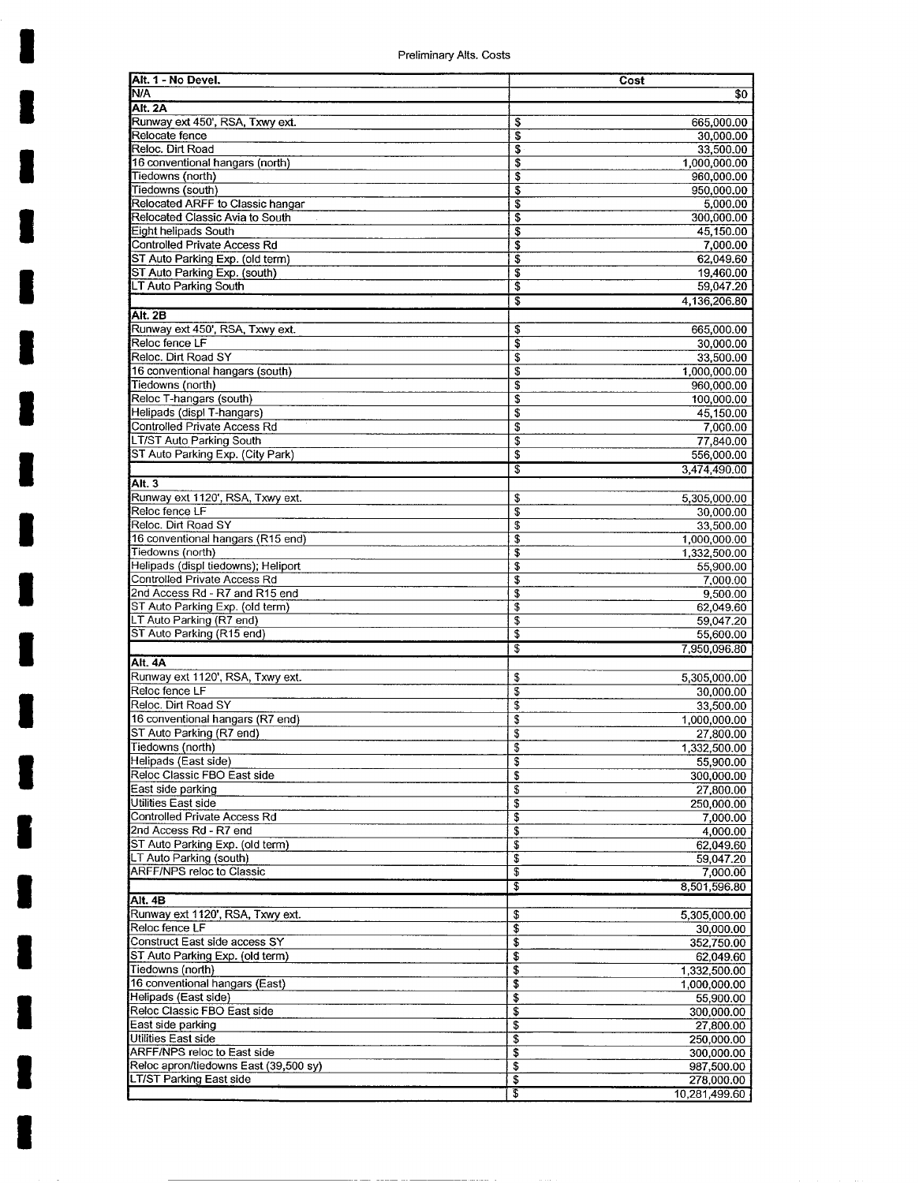Preliminary Alts. Costs

| Alt. 1 - No Devel. | Cost |
|---|---|
| N/A | $0 |
| **Alt. 2A** | |
| Runway ext 450', RSA, Txwy ext. | $ 665,000.00 |
| Relocate fence | $ 30,000.00 |
| Reloc. Dirt Road | $ 33,500.00 |
| 16 conventional hangars (north) | $ 1,000,000.00 |
| Tiedowns (north) | $ 960,000.00 |
| Tiedowns (south) | $ 950,000.00 |
| Relocated ARFF to Classic hangar | $ 5,000.00 |
| Relocated Classic Avia to South | $ 300,000.00 |
| Eight helipads South | $ 45,150.00 |
| Controlled Private Access Rd | $ 7,000.00 |
| ST Auto Parking Exp. (old term) | $ 62,049.60 |
| ST Auto Parking Exp. (south) | $ 19,460.00 |
| LT Auto Parking South | $ 59,047.20 |
| | $ 4,136,206.80 |
| **Alt. 2B** | |
| Runway ext 450', RSA, Txwy ext. | $ 665,000.00 |
| Reloc fence LF | $ 30,000.00 |
| Reloc. Dirt Road SY | $ 33,500.00 |
| 16 conventional hangars (south) | $ 1,000,000.00 |
| Tiedowns (north) | $ 960,000.00 |
| Reloc T-hangars (south) | $ 100,000.00 |
| Helipads (displ T-hangars) | $ 45,150.00 |
| Controlled Private Access Rd | $ 7,000.00 |
| LT/ST Auto Parking South | $ 77,840.00 |
| ST Auto Parking Exp. (City Park) | $ 556,000.00 |
| | $ 3,474,490.00 |
| **Alt. 3** | |
| Runway ext 1120', RSA, Txwy ext. | $ 5,305,000.00 |
| Reloc fence LF | $ 30,000.00 |
| Reloc. Dirt Road SY | $ 33,500.00 |
| 16 conventional hangars (R15 end) | $ 1,000,000.00 |
| Tiedowns (north) | $ 1,332,500.00 |
| Helipads (displ tiedowns); Heliport | $ 55,900.00 |
| Controlled Private Access Rd | $ 7,000.00 |
| 2nd Access Rd - R7 and R15 end | $ 9,500.00 |
| ST Auto Parking Exp. (old term) | $ 62,049.60 |
| LT Auto Parking (R7 end) | $ 59,047.20 |
| ST Auto Parking (R15 end) | $ 55,600.00 |
| | $ 7,950,096.80 |
| **Alt. 4A** | |
| Runway ext 1120', RSA, Txwy ext. | $ 5,305,000.00 |
| Reloc fence LF | $ 30,000.00 |
| Reloc. Dirt Road SY | $ 33,500.00 |
| 16 conventional hangars (R7 end) | $ 1,000,000.00 |
| ST Auto Parking (R7 end) | $ 27,800.00 |
| Tiedowns (north) | $ 1,332,500.00 |
| Helipads (East side) | $ 55,900.00 |
| Reloc Classic FBO East side | $ 300,000.00 |
| East side parking | $ 27,800.00 |
| Utilities East side | $ 250,000.00 |
| Controlled Private Access Rd | $ 7,000.00 |
| 2nd Access Rd - R7 end | $ 4,000.00 |
| ST Auto Parking Exp. (old term) | $ 62,049.60 |
| LT Auto Parking (south) | $ 59,047.20 |
| ARFF/NPS reloc to Classic | $ 7,000.00 |
| | $ 8,501,596.80 |
| **Alt. 4B** | |
| Runway ext 1120', RSA, Txwy ext. | $ 5,305,000.00 |
| Reloc fence LF | $ 30,000.00 |
| Construct East side access SY | $ 352,750.00 |
| ST Auto Parking Exp. (old term) | $ 62,049.60 |
| Tiedowns (north) | $ 1,332,500.00 |
| 16 conventional hangars (East) | $ 1,000,000.00 |
| Helipads (East side) | $ 55,900.00 |
| Reloc Classic FBO East side | $ 300,000.00 |
| East side parking | $ 27,800.00 |
| Utilities East side | $ 250,000.00 |
| ARFF/NPS reloc to East side | $ 300,000.00 |
| Reloc apron/tiedowns East (39,500 sy) | $ 987,500.00 |
| LT/ST Parking East side | $ 278,000.00 |
| | $ 10,281,499.60 |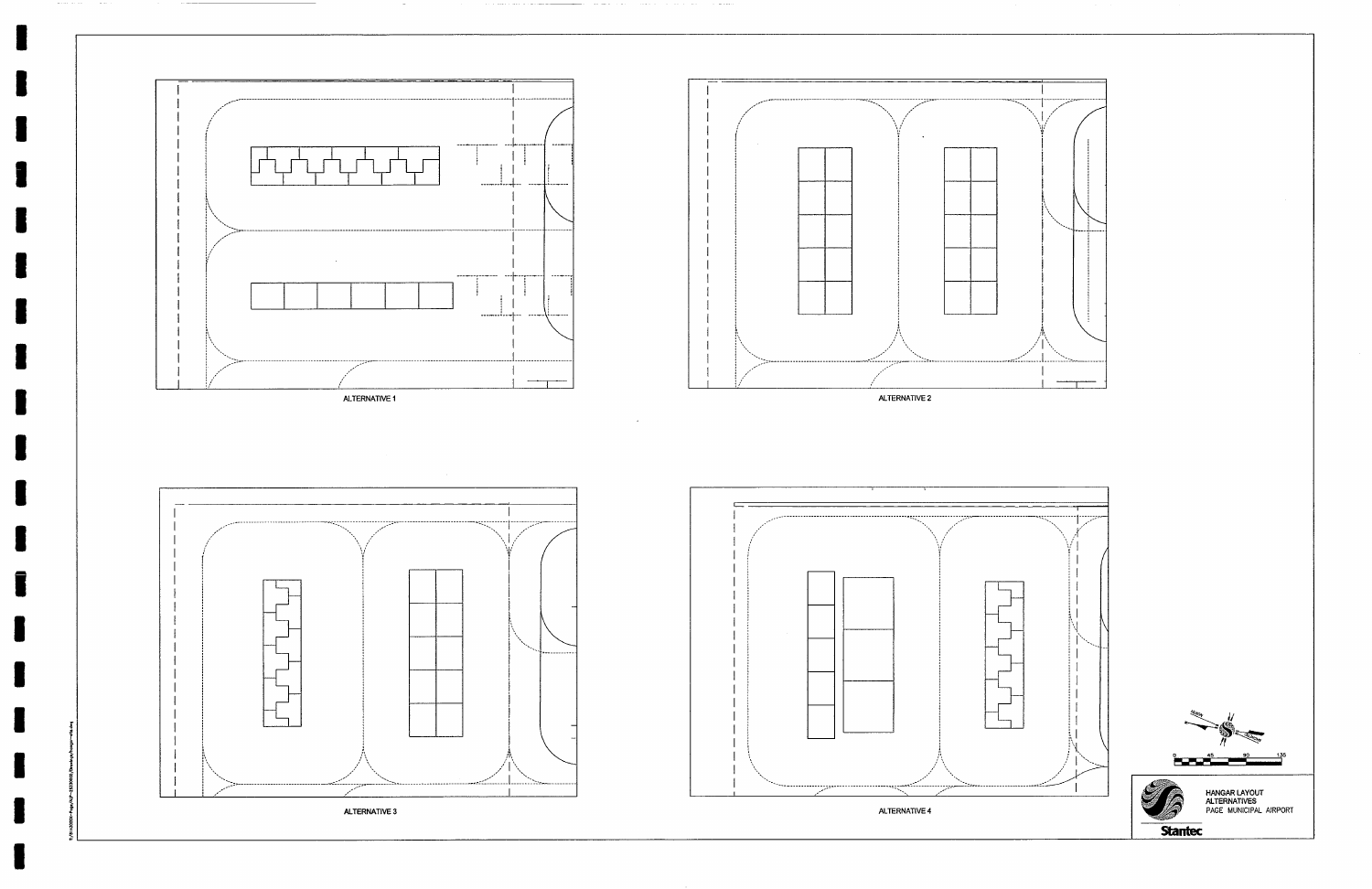ALTERNATIVE 1

ALTERNATIVE 2

ALTERNATIVE 3

ALTERNATIVE 4

0 45 90 135

HANGAR LAYOUT
ALTERNATIVES
PAGE MUNICIPAL AIRPORT

Stantec